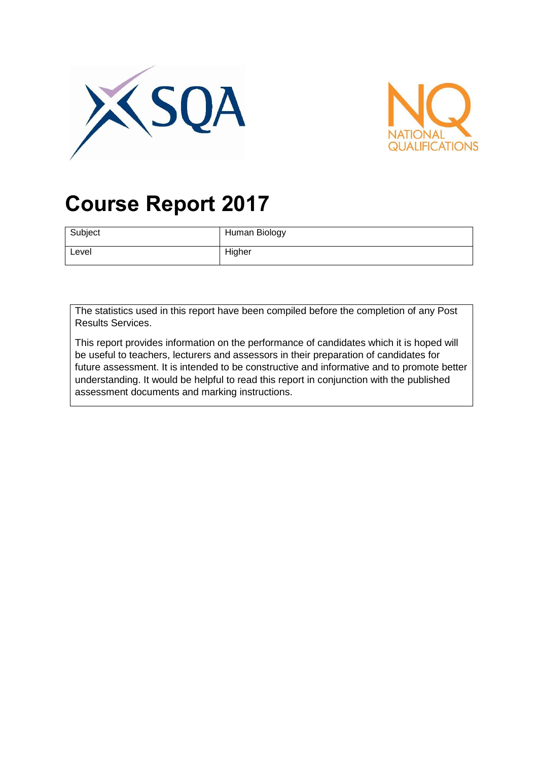# Course Report 2017

| Subject | Human Biology |
|---|---|
| Level | Higher |

The statistics used in this report have been compiled before the completion of any Post Results Services.

This report provides information on the performance of candidates which it is hoped will be useful to teachers, lecturers and assessors in their preparation of candidates for future assessment. It is intended to be constructive and informative and to promote better understanding. It would be helpful to read this report in conjunction with the published assessment documents and marking instructions.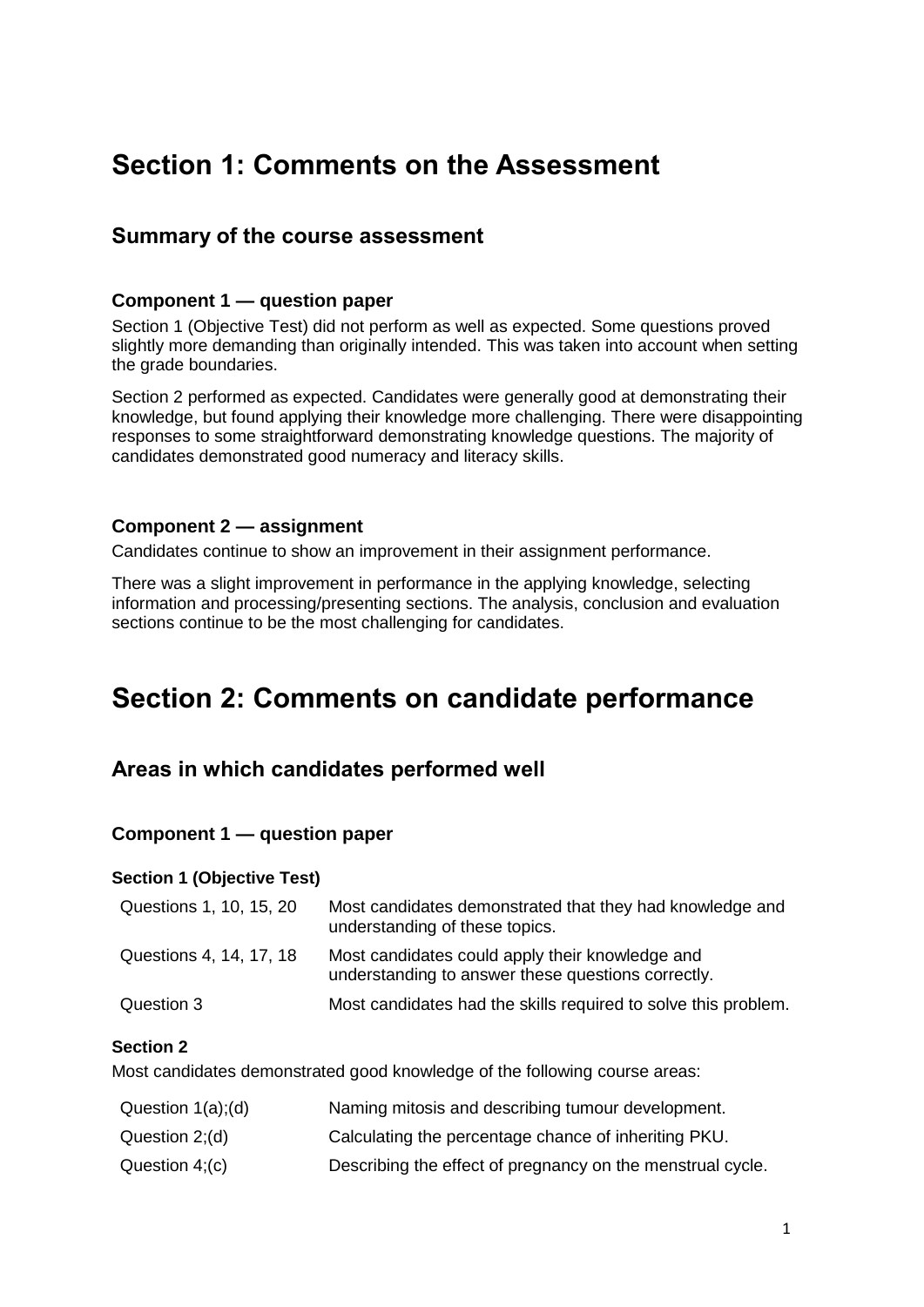# Section 1: Comments on the Assessment

## Summary of the course assessment

### Component 1 — question paper

Section 1 (Objective Test) did not perform as well as expected. Some questions proved slightly more demanding than originally intended. This was taken into account when setting the grade boundaries.

Section 2 performed as expected. Candidates were generally good at demonstrating their knowledge, but found applying their knowledge more challenging. There were disappointing responses to some straightforward demonstrating knowledge questions. The majority of candidates demonstrated good numeracy and literacy skills.

### Component 2 — assignment

Candidates continue to show an improvement in their assignment performance.

There was a slight improvement in performance in the applying knowledge, selecting information and processing/presenting sections. The analysis, conclusion and evaluation sections continue to be the most challenging for candidates.

# Section 2: Comments on candidate performance

## Areas in which candidates performed well

### Component 1 — question paper

#### Section 1 (Objective Test)

| | |
|---|---|
| Questions 1, 10, 15, 20 | Most candidates demonstrated that they had knowledge and understanding of these topics. |
| Questions 4, 14, 17, 18 | Most candidates could apply their knowledge and understanding to answer these questions correctly. |
| Question 3 | Most candidates had the skills required to solve this problem. |

#### Section 2

Most candidates demonstrated good knowledge of the following course areas:

| | |
|---|---|
| Question 1(a);(d) | Naming mitosis and describing tumour development. |
| Question 2;(d) | Calculating the percentage chance of inheriting PKU. |
| Question 4;(c) | Describing the effect of pregnancy on the menstrual cycle. |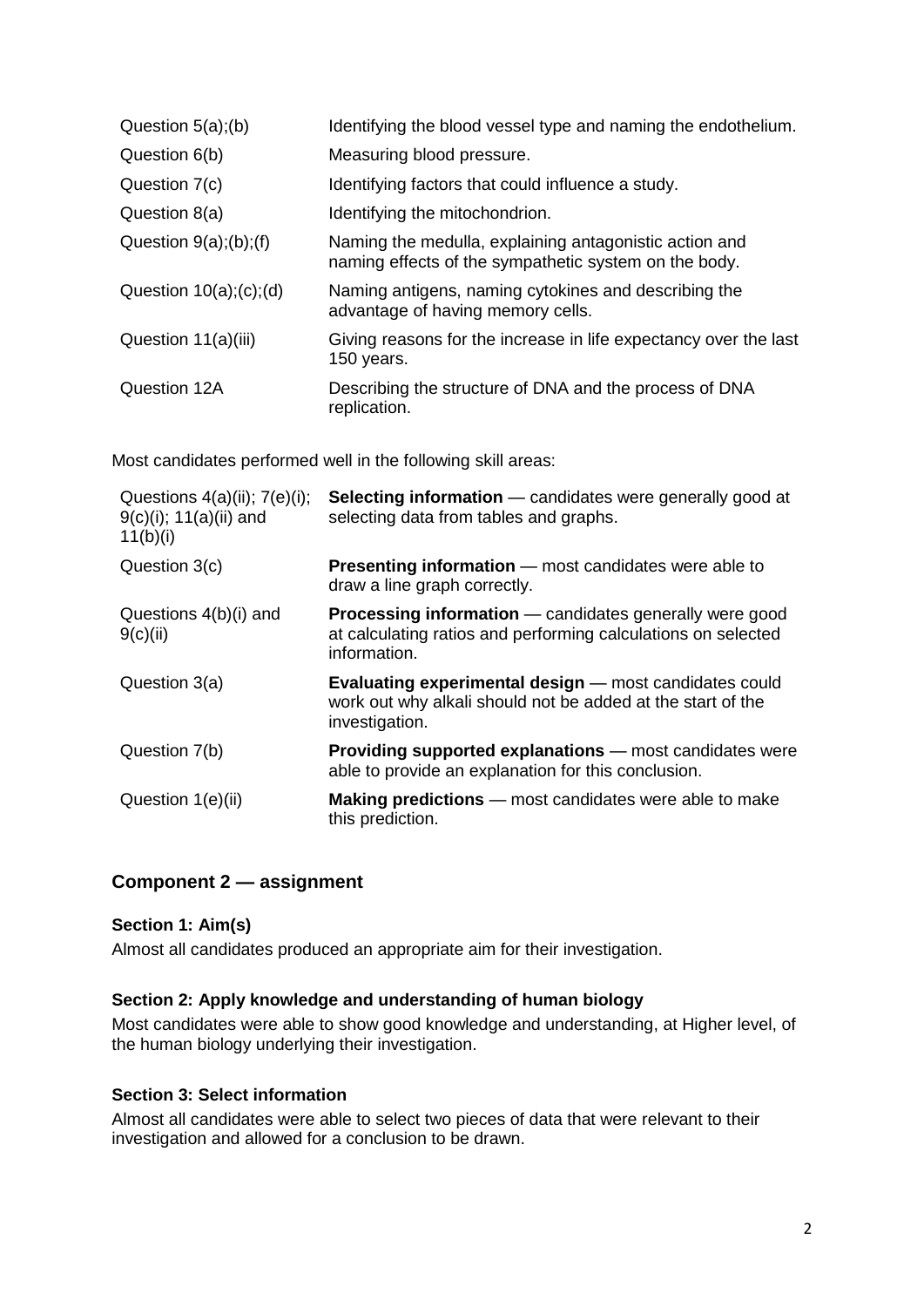| | |
|---|---|
| Question 5(a);(b) | Identifying the blood vessel type and naming the endothelium. |
| Question 6(b) | Measuring blood pressure. |
| Question 7(c) | Identifying factors that could influence a study. |
| Question 8(a) | Identifying the mitochondrion. |
| Question 9(a);(b);(f) | Naming the medulla, explaining antagonistic action and naming effects of the sympathetic system on the body. |
| Question 10(a);(c);(d) | Naming antigens, naming cytokines and describing the advantage of having memory cells. |
| Question 11(a)(iii) | Giving reasons for the increase in life expectancy over the last 150 years. |
| Question 12A | Describing the structure of DNA and the process of DNA replication. |

Most candidates performed well in the following skill areas:

| | |
|---|---|
| Questions 4(a)(ii); 7(e)(i); 9(c)(i); 11(a)(ii) and 11(b)(i) | **Selecting information** — candidates were generally good at selecting data from tables and graphs. |
| Question 3(c) | **Presenting information** — most candidates were able to draw a line graph correctly. |
| Questions 4(b)(i) and 9(c)(ii) | **Processing information** — candidates generally were good at calculating ratios and performing calculations on selected information. |
| Question 3(a) | **Evaluating experimental design** — most candidates could work out why alkali should not be added at the start of the investigation. |
| Question 7(b) | **Providing supported explanations** — most candidates were able to provide an explanation for this conclusion. |
| Question 1(e)(ii) | **Making predictions** — most candidates were able to make this prediction. |

## Component 2 — assignment

### Section 1: Aim(s)

Almost all candidates produced an appropriate aim for their investigation.

### Section 2: Apply knowledge and understanding of human biology

Most candidates were able to show good knowledge and understanding, at Higher level, of the human biology underlying their investigation.

### Section 3: Select information

Almost all candidates were able to select two pieces of data that were relevant to their investigation and allowed for a conclusion to be drawn.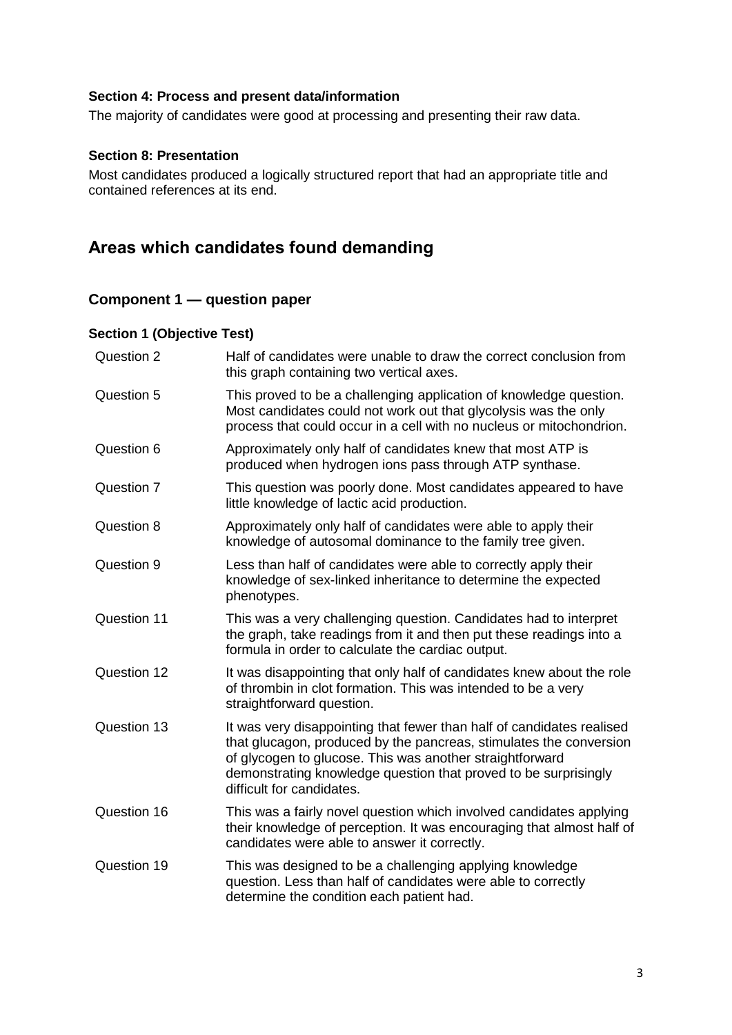#### Section 4: Process and present data/information

The majority of candidates were good at processing and presenting their raw data.

#### Section 8: Presentation

Most candidates produced a logically structured report that had an appropriate title and contained references at its end.

## Areas which candidates found demanding

### Component 1 — question paper

#### Section 1 (Objective Test)

| | |
|---|---|
| Question 2 | Half of candidates were unable to draw the correct conclusion from this graph containing two vertical axes. |
| Question 5 | This proved to be a challenging application of knowledge question. Most candidates could not work out that glycolysis was the only process that could occur in a cell with no nucleus or mitochondrion. |
| Question 6 | Approximately only half of candidates knew that most ATP is produced when hydrogen ions pass through ATP synthase. |
| Question 7 | This question was poorly done. Most candidates appeared to have little knowledge of lactic acid production. |
| Question 8 | Approximately only half of candidates were able to apply their knowledge of autosomal dominance to the family tree given. |
| Question 9 | Less than half of candidates were able to correctly apply their knowledge of sex-linked inheritance to determine the expected phenotypes. |
| Question 11 | This was a very challenging question. Candidates had to interpret the graph, take readings from it and then put these readings into a formula in order to calculate the cardiac output. |
| Question 12 | It was disappointing that only half of candidates knew about the role of thrombin in clot formation. This was intended to be a very straightforward question. |
| Question 13 | It was very disappointing that fewer than half of candidates realised that glucagon, produced by the pancreas, stimulates the conversion of glycogen to glucose. This was another straightforward demonstrating knowledge question that proved to be surprisingly difficult for candidates. |
| Question 16 | This was a fairly novel question which involved candidates applying their knowledge of perception. It was encouraging that almost half of candidates were able to answer it correctly. |
| Question 19 | This was designed to be a challenging applying knowledge question. Less than half of candidates were able to correctly determine the condition each patient had. |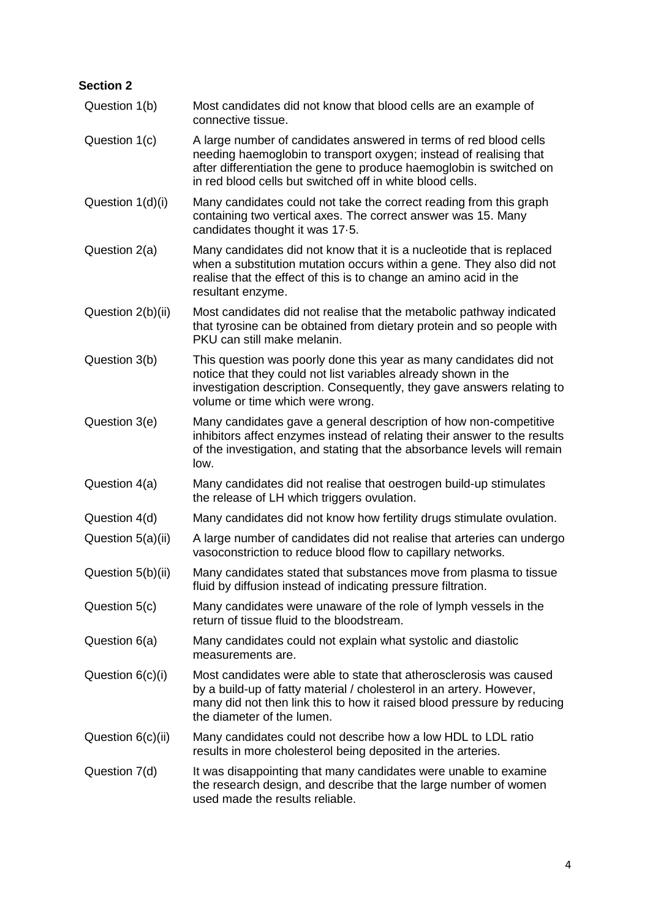## Section 2

| | |
|---|---|
| Question 1(b) | Most candidates did not know that blood cells are an example of connective tissue. |
| Question 1(c) | A large number of candidates answered in terms of red blood cells needing haemoglobin to transport oxygen; instead of realising that after differentiation the gene to produce haemoglobin is switched on in red blood cells but switched off in white blood cells. |
| Question 1(d)(i) | Many candidates could not take the correct reading from this graph containing two vertical axes. The correct answer was 15. Many candidates thought it was 17·5. |
| Question 2(a) | Many candidates did not know that it is a nucleotide that is replaced when a substitution mutation occurs within a gene. They also did not realise that the effect of this is to change an amino acid in the resultant enzyme. |
| Question 2(b)(ii) | Most candidates did not realise that the metabolic pathway indicated that tyrosine can be obtained from dietary protein and so people with PKU can still make melanin. |
| Question 3(b) | This question was poorly done this year as many candidates did not notice that they could not list variables already shown in the investigation description. Consequently, they gave answers relating to volume or time which were wrong. |
| Question 3(e) | Many candidates gave a general description of how non-competitive inhibitors affect enzymes instead of relating their answer to the results of the investigation, and stating that the absorbance levels will remain low. |
| Question 4(a) | Many candidates did not realise that oestrogen build-up stimulates the release of LH which triggers ovulation. |
| Question 4(d) | Many candidates did not know how fertility drugs stimulate ovulation. |
| Question 5(a)(ii) | A large number of candidates did not realise that arteries can undergo vasoconstriction to reduce blood flow to capillary networks. |
| Question 5(b)(ii) | Many candidates stated that substances move from plasma to tissue fluid by diffusion instead of indicating pressure filtration. |
| Question 5(c) | Many candidates were unaware of the role of lymph vessels in the return of tissue fluid to the bloodstream. |
| Question 6(a) | Many candidates could not explain what systolic and diastolic measurements are. |
| Question 6(c)(i) | Most candidates were able to state that atherosclerosis was caused by a build-up of fatty material / cholesterol in an artery. However, many did not then link this to how it raised blood pressure by reducing the diameter of the lumen. |
| Question 6(c)(ii) | Many candidates could not describe how a low HDL to LDL ratio results in more cholesterol being deposited in the arteries. |
| Question 7(d) | It was disappointing that many candidates were unable to examine the research design, and describe that the large number of women used made the results reliable. |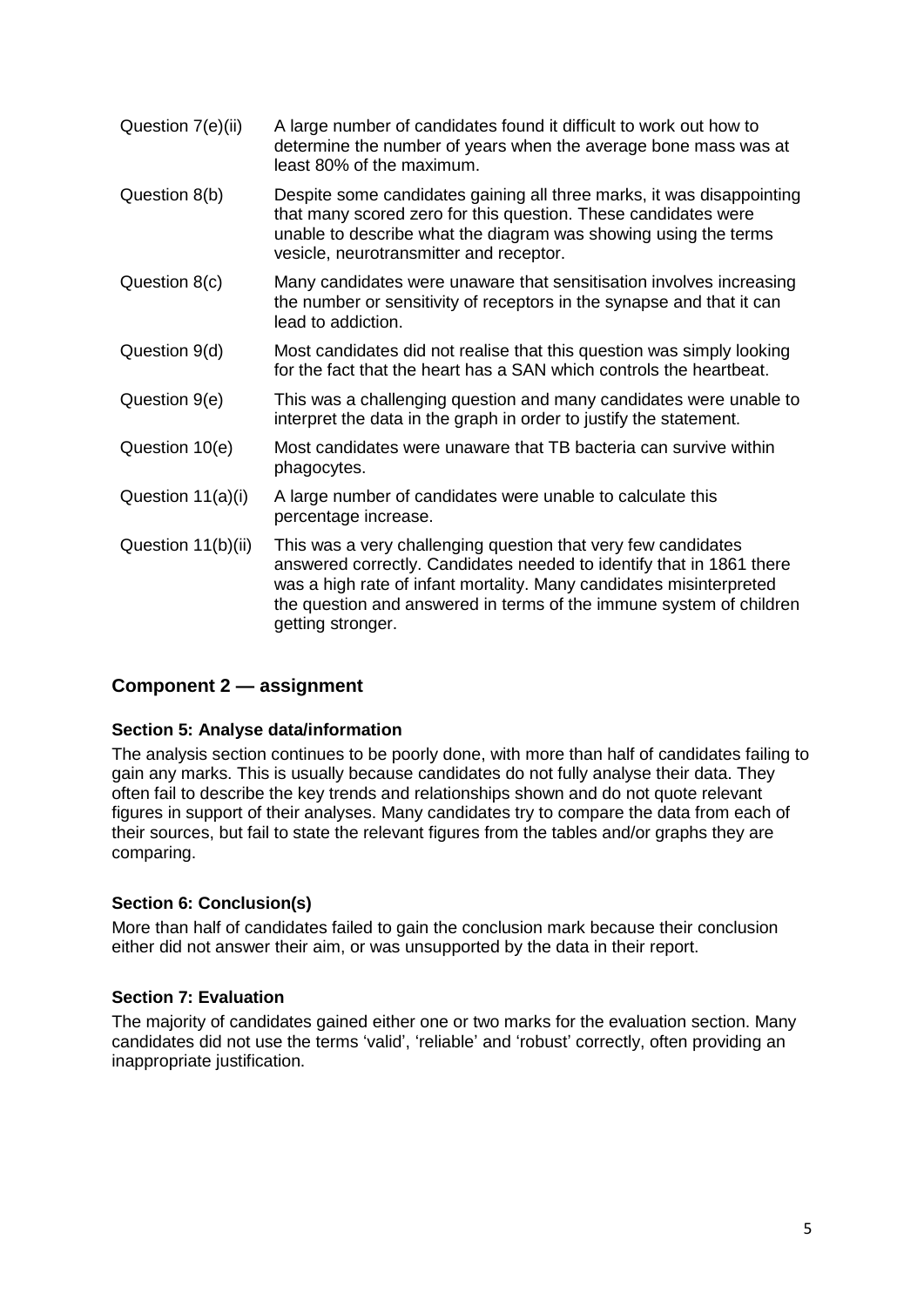| | |
|---|---|
| Question 7(e)(ii) | A large number of candidates found it difficult to work out how to determine the number of years when the average bone mass was at least 80% of the maximum. |
| Question 8(b) | Despite some candidates gaining all three marks, it was disappointing that many scored zero for this question. These candidates were unable to describe what the diagram was showing using the terms vesicle, neurotransmitter and receptor. |
| Question 8(c) | Many candidates were unaware that sensitisation involves increasing the number or sensitivity of receptors in the synapse and that it can lead to addiction. |
| Question 9(d) | Most candidates did not realise that this question was simply looking for the fact that the heart has a SAN which controls the heartbeat. |
| Question 9(e) | This was a challenging question and many candidates were unable to interpret the data in the graph in order to justify the statement. |
| Question 10(e) | Most candidates were unaware that TB bacteria can survive within phagocytes. |
| Question 11(a)(i) | A large number of candidates were unable to calculate this percentage increase. |
| Question 11(b)(ii) | This was a very challenging question that very few candidates answered correctly. Candidates needed to identify that in 1861 there was a high rate of infant mortality. Many candidates misinterpreted the question and answered in terms of the immune system of children getting stronger. |

## Component 2 — assignment

### Section 5: Analyse data/information

The analysis section continues to be poorly done, with more than half of candidates failing to gain any marks. This is usually because candidates do not fully analyse their data. They often fail to describe the key trends and relationships shown and do not quote relevant figures in support of their analyses. Many candidates try to compare the data from each of their sources, but fail to state the relevant figures from the tables and/or graphs they are comparing.

### Section 6: Conclusion(s)

More than half of candidates failed to gain the conclusion mark because their conclusion either did not answer their aim, or was unsupported by the data in their report.

### Section 7: Evaluation

The majority of candidates gained either one or two marks for the evaluation section. Many candidates did not use the terms 'valid', 'reliable' and 'robust' correctly, often providing an inappropriate justification.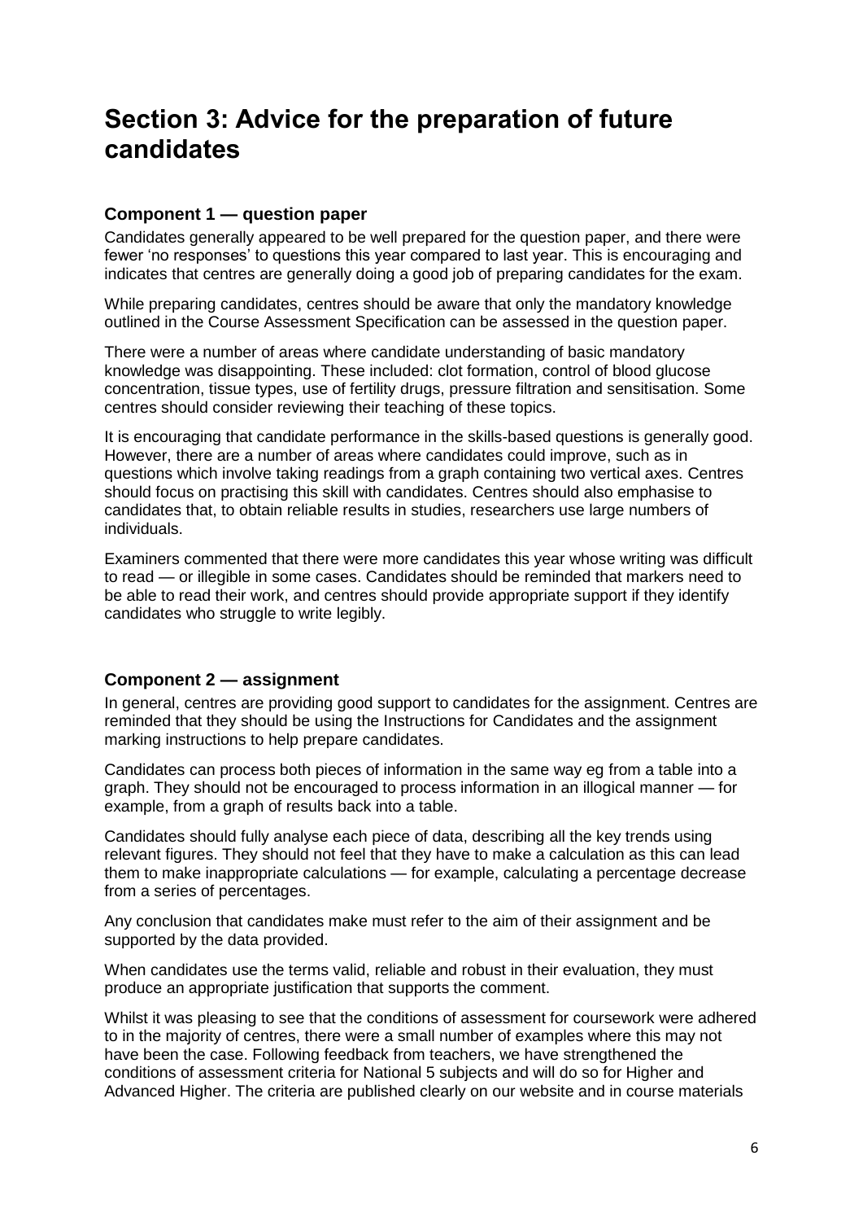# Section 3: Advice for the preparation of future candidates

### Component 1 — question paper

Candidates generally appeared to be well prepared for the question paper, and there were fewer 'no responses' to questions this year compared to last year. This is encouraging and indicates that centres are generally doing a good job of preparing candidates for the exam.

While preparing candidates, centres should be aware that only the mandatory knowledge outlined in the Course Assessment Specification can be assessed in the question paper.

There were a number of areas where candidate understanding of basic mandatory knowledge was disappointing. These included: clot formation, control of blood glucose concentration, tissue types, use of fertility drugs, pressure filtration and sensitisation. Some centres should consider reviewing their teaching of these topics.

It is encouraging that candidate performance in the skills-based questions is generally good. However, there are a number of areas where candidates could improve, such as in questions which involve taking readings from a graph containing two vertical axes. Centres should focus on practising this skill with candidates. Centres should also emphasise to candidates that, to obtain reliable results in studies, researchers use large numbers of individuals.

Examiners commented that there were more candidates this year whose writing was difficult to read — or illegible in some cases. Candidates should be reminded that markers need to be able to read their work, and centres should provide appropriate support if they identify candidates who struggle to write legibly.

### Component 2 — assignment

In general, centres are providing good support to candidates for the assignment. Centres are reminded that they should be using the Instructions for Candidates and the assignment marking instructions to help prepare candidates.

Candidates can process both pieces of information in the same way eg from a table into a graph. They should not be encouraged to process information in an illogical manner — for example, from a graph of results back into a table.

Candidates should fully analyse each piece of data, describing all the key trends using relevant figures. They should not feel that they have to make a calculation as this can lead them to make inappropriate calculations — for example, calculating a percentage decrease from a series of percentages.

Any conclusion that candidates make must refer to the aim of their assignment and be supported by the data provided.

When candidates use the terms valid, reliable and robust in their evaluation, they must produce an appropriate justification that supports the comment.

Whilst it was pleasing to see that the conditions of assessment for coursework were adhered to in the majority of centres, there were a small number of examples where this may not have been the case. Following feedback from teachers, we have strengthened the conditions of assessment criteria for National 5 subjects and will do so for Higher and Advanced Higher. The criteria are published clearly on our website and in course materials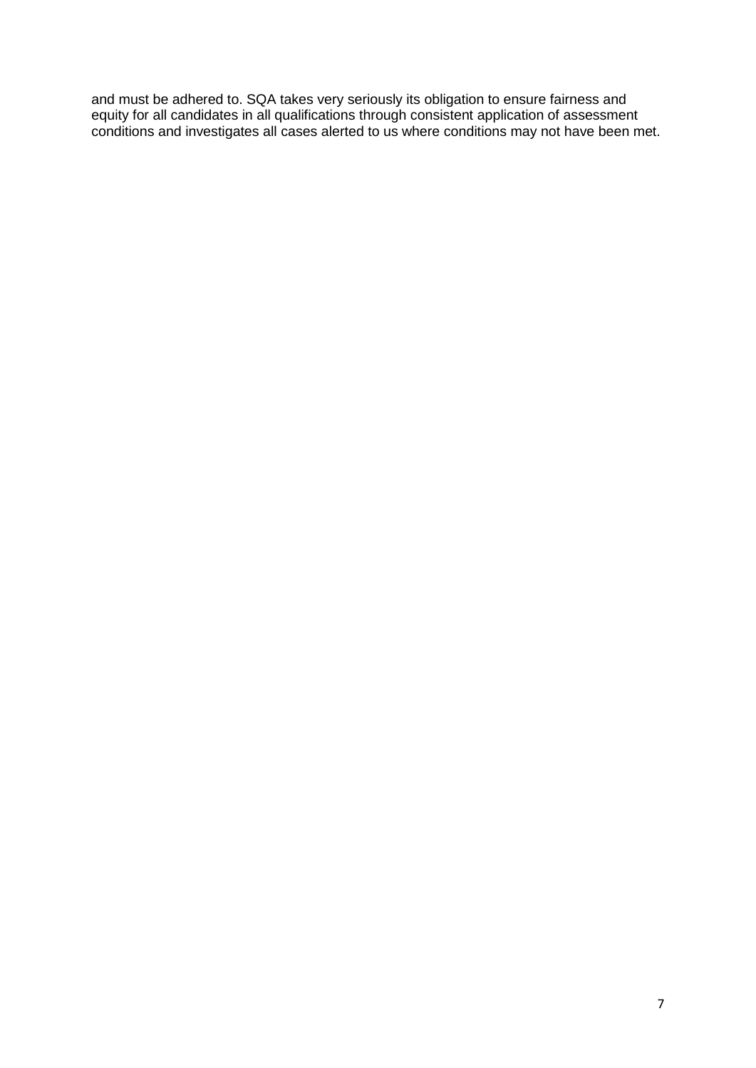and must be adhered to. SQA takes very seriously its obligation to ensure fairness and equity for all candidates in all qualifications through consistent application of assessment conditions and investigates all cases alerted to us where conditions may not have been met.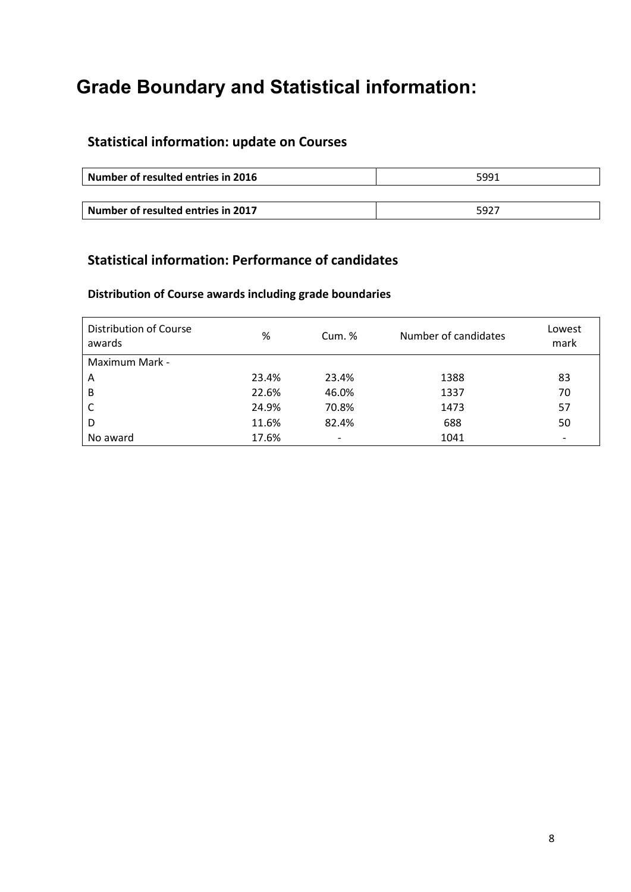# Grade Boundary and Statistical information:

## Statistical information: update on Courses

| Number of resulted entries in 2016 | 5991 |
|---|---|

| Number of resulted entries in 2017 | 5927 |
|---|---|

## Statistical information: Performance of candidates

### Distribution of Course awards including grade boundaries

| Distribution of Course awards | % | Cum. % | Number of candidates | Lowest mark |
|---|---|---|---|---|
| Maximum Mark - | | | | |
| A | 23.4% | 23.4% | 1388 | 83 |
| B | 22.6% | 46.0% | 1337 | 70 |
| C | 24.9% | 70.8% | 1473 | 57 |
| D | 11.6% | 82.4% | 688 | 50 |
| No award | 17.6% | - | 1041 | - |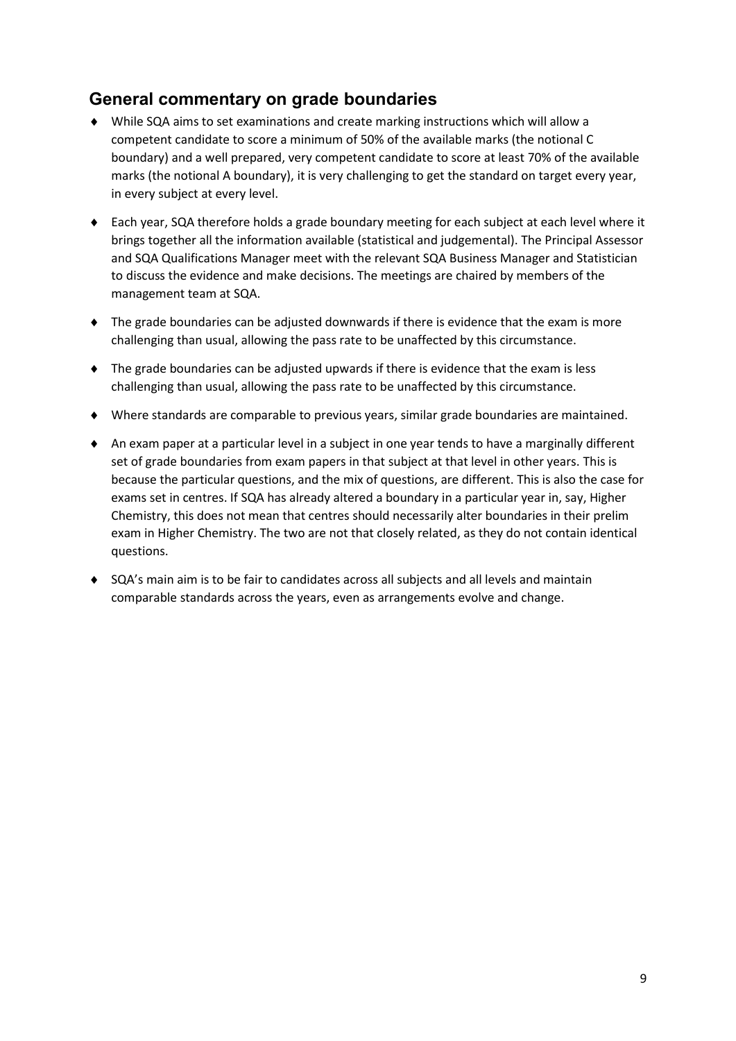## General commentary on grade boundaries

- While SQA aims to set examinations and create marking instructions which will allow a competent candidate to score a minimum of 50% of the available marks (the notional C boundary) and a well prepared, very competent candidate to score at least 70% of the available marks (the notional A boundary), it is very challenging to get the standard on target every year, in every subject at every level.
- Each year, SQA therefore holds a grade boundary meeting for each subject at each level where it brings together all the information available (statistical and judgemental). The Principal Assessor and SQA Qualifications Manager meet with the relevant SQA Business Manager and Statistician to discuss the evidence and make decisions. The meetings are chaired by members of the management team at SQA.
- The grade boundaries can be adjusted downwards if there is evidence that the exam is more challenging than usual, allowing the pass rate to be unaffected by this circumstance.
- The grade boundaries can be adjusted upwards if there is evidence that the exam is less challenging than usual, allowing the pass rate to be unaffected by this circumstance.
- Where standards are comparable to previous years, similar grade boundaries are maintained.
- An exam paper at a particular level in a subject in one year tends to have a marginally different set of grade boundaries from exam papers in that subject at that level in other years. This is because the particular questions, and the mix of questions, are different. This is also the case for exams set in centres. If SQA has already altered a boundary in a particular year in, say, Higher Chemistry, this does not mean that centres should necessarily alter boundaries in their prelim exam in Higher Chemistry. The two are not that closely related, as they do not contain identical questions.
- SQA's main aim is to be fair to candidates across all subjects and all levels and maintain comparable standards across the years, even as arrangements evolve and change.